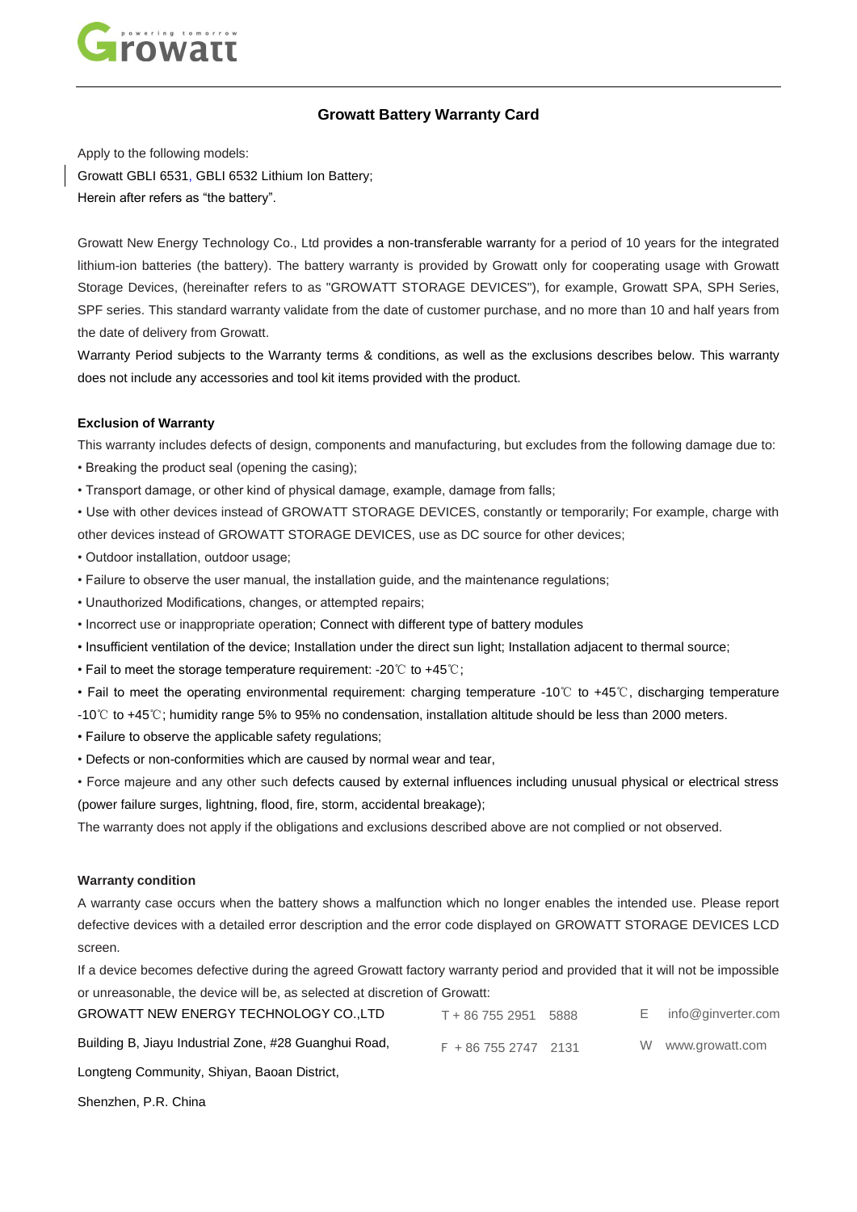## Growatt Battery Warranty Card

Apply to the following models:

Growatt GBLI 6531, GBLI 6532 Lithium Ion Battery;

Herein after refers as "the battery".

Growatt New Energy Technology Co., Ltd provides a non-transferable warranty for a period of 10 years for the integrated lithium-ion batteries (the battery). The battery warranty is provided by Growatt only for cooperating usage with Growatt Storage Devices, (hereinafter refers to as "GROWATT STORAGE DEVICES"), for example, Growatt SPA, SPH Series, SPF series. This standard warranty validate from the date of customer purchase, and no more than 10 and half years from the date of delivery from Growatt.

Warranty Period subjects to the Warranty terms & conditions, as well as the exclusions describes below. This warranty does not include any accessories and tool kit items provided with the product.

**Exclusion of Warranty**

This warranty includes defects of design, components and manufacturing, but excludes from the following damage due to:

- Breaking the product seal (opening the casing);
- Transport damage, or other kind of physical damage, example, damage from falls;
- Use with other devices instead of GROWATT STORAGE DEVICES, constantly or temporarily; For example, charge with other devices instead of GROWATT STORAGE DEVICES, use as DC source for other devices;
- Outdoor installation, outdoor usage;
- Failure to observe the user manual, the installation guide, and the maintenance regulations;
- Unauthorized Modifications, changes, or attempted repairs;
- Incorrect use or inappropriate operation; Connect with different type of battery modules
- Insufficient ventilation of the device; Installation under the direct sun light; Installation adjacent to thermal source;
- Fail to meet the storage temperature requirement: -20℃ to +45℃;
- Fail to meet the operating environmental requirement: charging temperature -10℃ to +45℃, discharging temperature -10℃ to +45℃; humidity range 5% to 95% no condensation, installation altitude should be less than 2000 meters.
- Failure to observe the applicable safety regulations;
- Defects or non-conformities which are caused by normal wear and tear,
- Force majeure and any other such defects caused by external influences including unusual physical or electrical stress (power failure surges, lightning, flood, fire, storm, accidental breakage);

The warranty does not apply if the obligations and exclusions described above are not complied or not observed.

**Warranty condition**

A warranty case occurs when the battery shows a malfunction which no longer enables the intended use. Please report defective devices with a detailed error description and the error code displayed on GROWATT STORAGE DEVICES LCD screen.

If a device becomes defective during the agreed Growatt factory warranty period and provided that it will not be impossible or unreasonable, the device will be, as selected at discretion of Growatt:

GROWATT NEW ENERGY TECHNOLOGY CO.,LTD
Building B, Jiayu Industrial Zone, #28 Guanghui Road,
Longteng Community, Shiyan, Baoan District,
Shenzhen, P.R. China

T + 86 755 2951 5888
F + 86 755 2747 2131

E info@ginverter.com
W www.growatt.com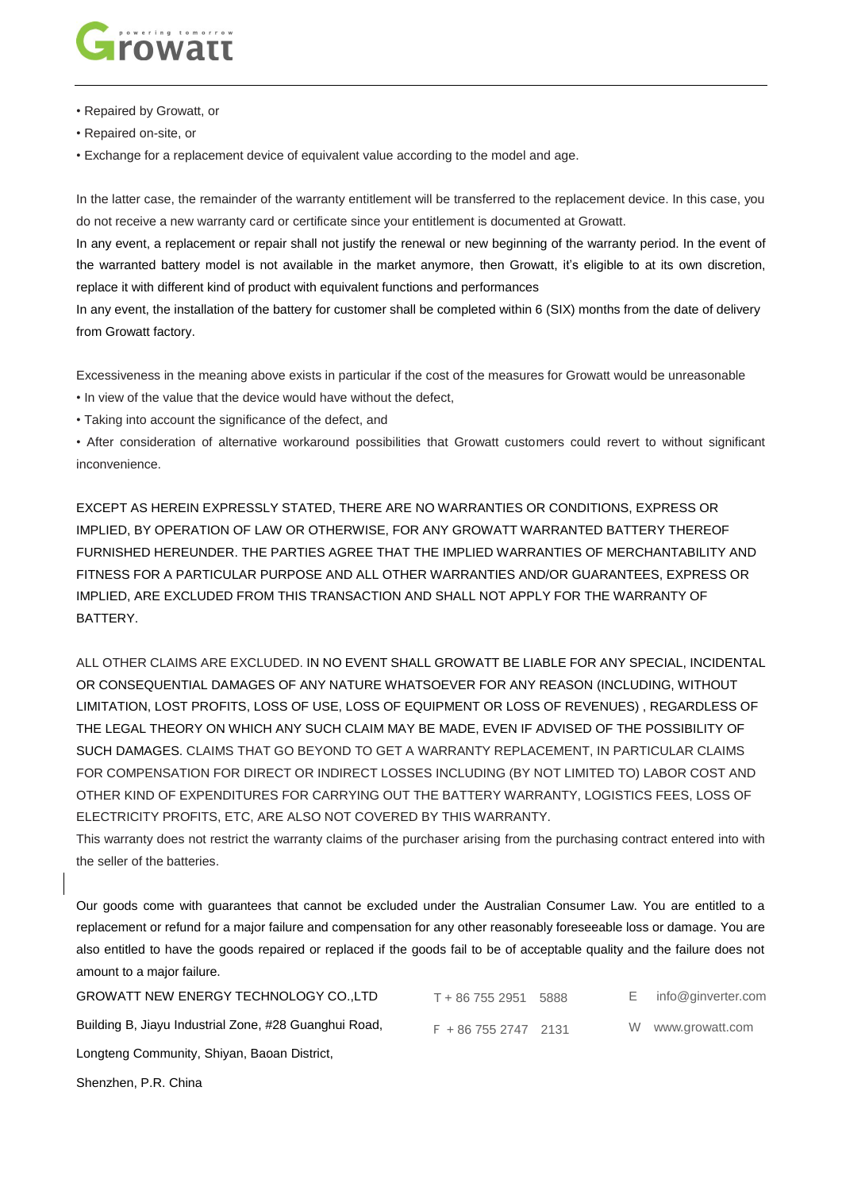- Repaired by Growatt, or
- Repaired on-site, or
- Exchange for a replacement device of equivalent value according to the model and age.

In the latter case, the remainder of the warranty entitlement will be transferred to the replacement device. In this case, you do not receive a new warranty card or certificate since your entitlement is documented at Growatt.

In any event, a replacement or repair shall not justify the renewal or new beginning of the warranty period. In the event of the warranted battery model is not available in the market anymore, then Growatt, it's eligible to at its own discretion, replace it with different kind of product with equivalent functions and performances

In any event, the installation of the battery for customer shall be completed within 6 (SIX) months from the date of delivery from Growatt factory.

Excessiveness in the meaning above exists in particular if the cost of the measures for Growatt would be unreasonable

- In view of the value that the device would have without the defect,
- Taking into account the significance of the defect, and
- After consideration of alternative workaround possibilities that Growatt customers could revert to without significant inconvenience.

EXCEPT AS HEREIN EXPRESSLY STATED, THERE ARE NO WARRANTIES OR CONDITIONS, EXPRESS OR IMPLIED, BY OPERATION OF LAW OR OTHERWISE, FOR ANY GROWATT WARRANTED BATTERY THEREOF FURNISHED HEREUNDER. THE PARTIES AGREE THAT THE IMPLIED WARRANTIES OF MERCHANTABILITY AND FITNESS FOR A PARTICULAR PURPOSE AND ALL OTHER WARRANTIES AND/OR GUARANTEES, EXPRESS OR IMPLIED, ARE EXCLUDED FROM THIS TRANSACTION AND SHALL NOT APPLY FOR THE WARRANTY OF BATTERY.

ALL OTHER CLAIMS ARE EXCLUDED. IN NO EVENT SHALL GROWATT BE LIABLE FOR ANY SPECIAL, INCIDENTAL OR CONSEQUENTIAL DAMAGES OF ANY NATURE WHATSOEVER FOR ANY REASON (INCLUDING, WITHOUT LIMITATION, LOST PROFITS, LOSS OF USE, LOSS OF EQUIPMENT OR LOSS OF REVENUES) , REGARDLESS OF THE LEGAL THEORY ON WHICH ANY SUCH CLAIM MAY BE MADE, EVEN IF ADVISED OF THE POSSIBILITY OF SUCH DAMAGES. CLAIMS THAT GO BEYOND TO GET A WARRANTY REPLACEMENT, IN PARTICULAR CLAIMS FOR COMPENSATION FOR DIRECT OR INDIRECT LOSSES INCLUDING (BY NOT LIMITED TO) LABOR COST AND OTHER KIND OF EXPENDITURES FOR CARRYING OUT THE BATTERY WARRANTY, LOGISTICS FEES, LOSS OF ELECTRICITY PROFITS, ETC, ARE ALSO NOT COVERED BY THIS WARRANTY.

This warranty does not restrict the warranty claims of the purchaser arising from the purchasing contract entered into with the seller of the batteries.

Our goods come with guarantees that cannot be excluded under the Australian Consumer Law. You are entitled to a replacement or refund for a major failure and compensation for any other reasonably foreseeable loss or damage. You are also entitled to have the goods repaired or replaced if the goods fail to be of acceptable quality and the failure does not amount to a major failure.

GROWATT NEW ENERGY TECHNOLOGY CO.,LTD
Building B, Jiayu Industrial Zone, #28 Guanghui Road,
Longteng Community, Shiyan, Baoan District,
Shenzhen, P.R. China

T + 86 755 2951 5888
F + 86 755 2747 2131

E info@ginverter.com
W www.growatt.com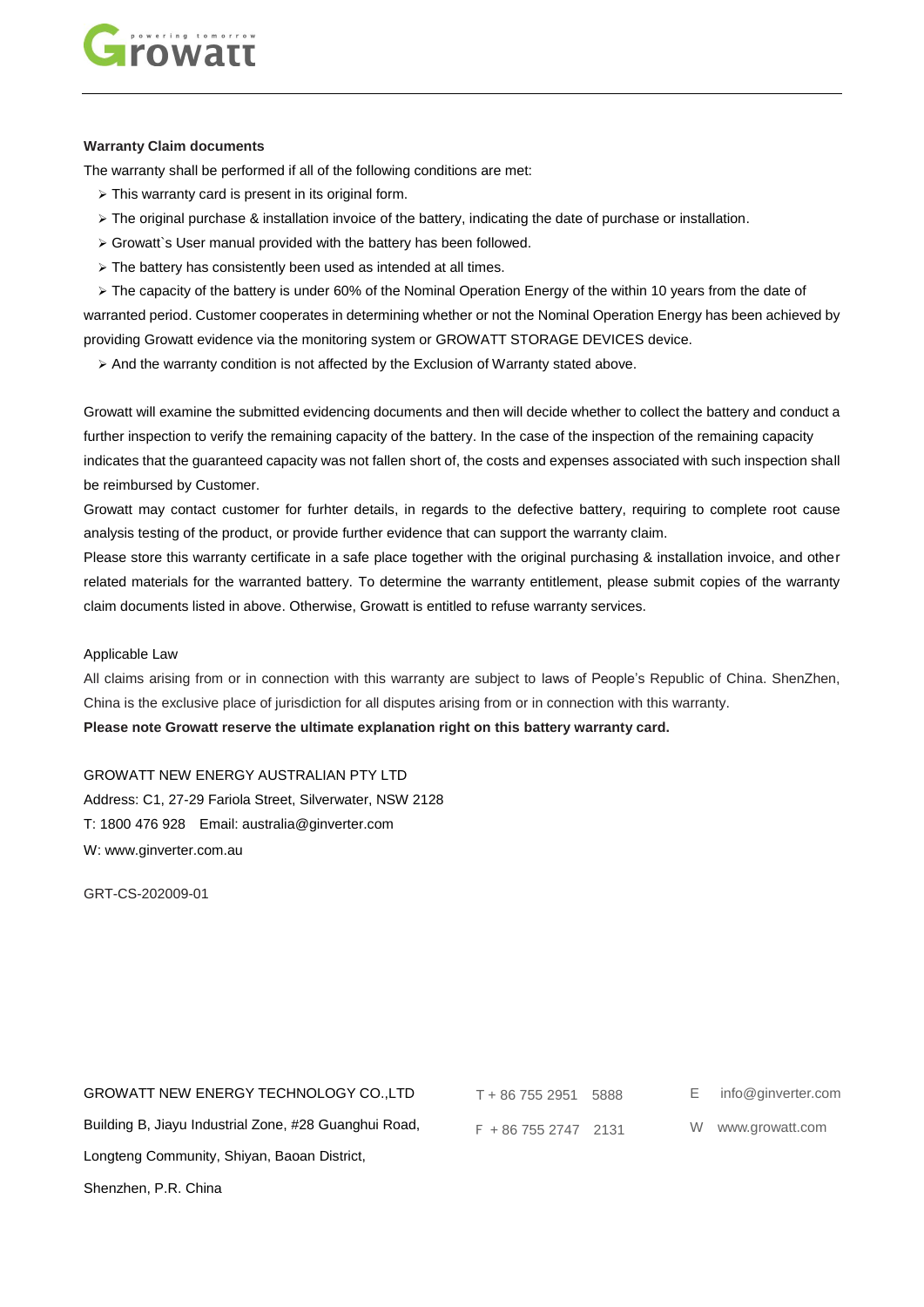**Warranty Claim documents**

The warranty shall be performed if all of the following conditions are met:

- This warranty card is present in its original form.
- The original purchase & installation invoice of the battery, indicating the date of purchase or installation.
- Growatt`s User manual provided with the battery has been followed.
- The battery has consistently been used as intended at all times.
- The capacity of the battery is under 60% of the Nominal Operation Energy of the within 10 years from the date of warranted period. Customer cooperates in determining whether or not the Nominal Operation Energy has been achieved by providing Growatt evidence via the monitoring system or GROWATT STORAGE DEVICES device.
- And the warranty condition is not affected by the Exclusion of Warranty stated above.

Growatt will examine the submitted evidencing documents and then will decide whether to collect the battery and conduct a further inspection to verify the remaining capacity of the battery. In the case of the inspection of the remaining capacity indicates that the guaranteed capacity was not fallen short of, the costs and expenses associated with such inspection shall be reimbursed by Customer.

Growatt may contact customer for furhter details, in regards to the defective battery, requiring to complete root cause analysis testing of the product, or provide further evidence that can support the warranty claim.

Please store this warranty certificate in a safe place together with the original purchasing & installation invoice, and other related materials for the warranted battery. To determine the warranty entitlement, please submit copies of the warranty claim documents listed in above. Otherwise, Growatt is entitled to refuse warranty services.

Applicable Law

All claims arising from or in connection with this warranty are subject to laws of People's Republic of China. ShenZhen, China is the exclusive place of jurisdiction for all disputes arising from or in connection with this warranty.

**Please note Growatt reserve the ultimate explanation right on this battery warranty card.**

GROWATT NEW ENERGY AUSTRALIAN PTY LTD

Address: C1, 27-29 Fariola Street, Silverwater, NSW 2128

T: 1800 476 928 Email: australia@ginverter.com

W: www.ginverter.com.au

GRT-CS-202009-01

GROWATT NEW ENERGY TECHNOLOGY CO.,LTD

Building B, Jiayu Industrial Zone, #28 Guanghui Road,

Longteng Community, Shiyan, Baoan District,

Shenzhen, P.R. China

T + 86 755 2951 5888

F + 86 755 2747 2131

E info@ginverter.com

W www.growatt.com